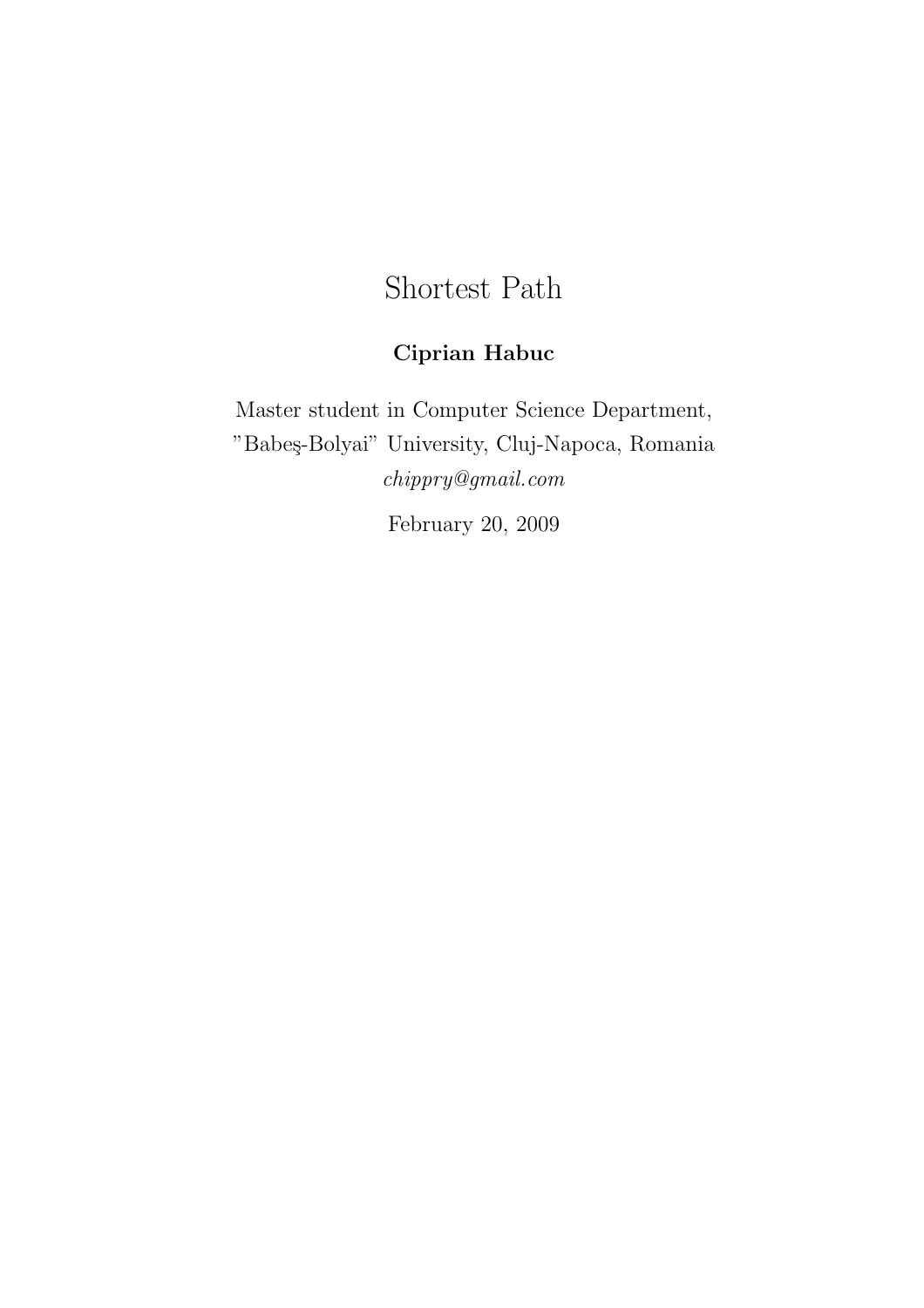# Shortest Path

**Ciprian Habuc**

Master student in Computer Science Department,
"Babeş-Bolyai" University, Cluj-Napoca, Romania
*chippry@gmail.com*

February 20, 2009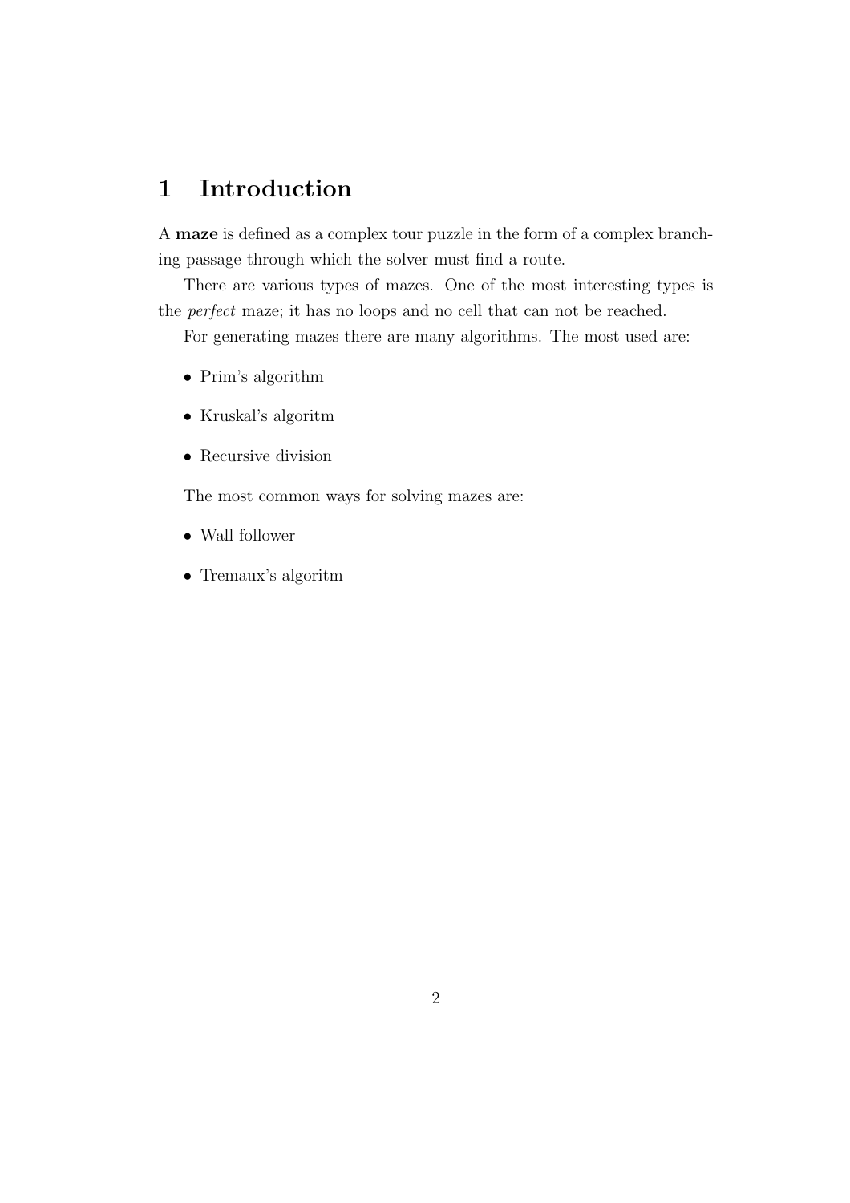# 1 Introduction

A **maze** is defined as a complex tour puzzle in the form of a complex branching passage through which the solver must find a route.

There are various types of mazes. One of the most interesting types is the *perfect* maze; it has no loops and no cell that can not be reached.

For generating mazes there are many algorithms. The most used are:

- Prim's algorithm
- Kruskal's algoritm
- Recursive division

The most common ways for solving mazes are:

- Wall follower
- Tremaux's algoritm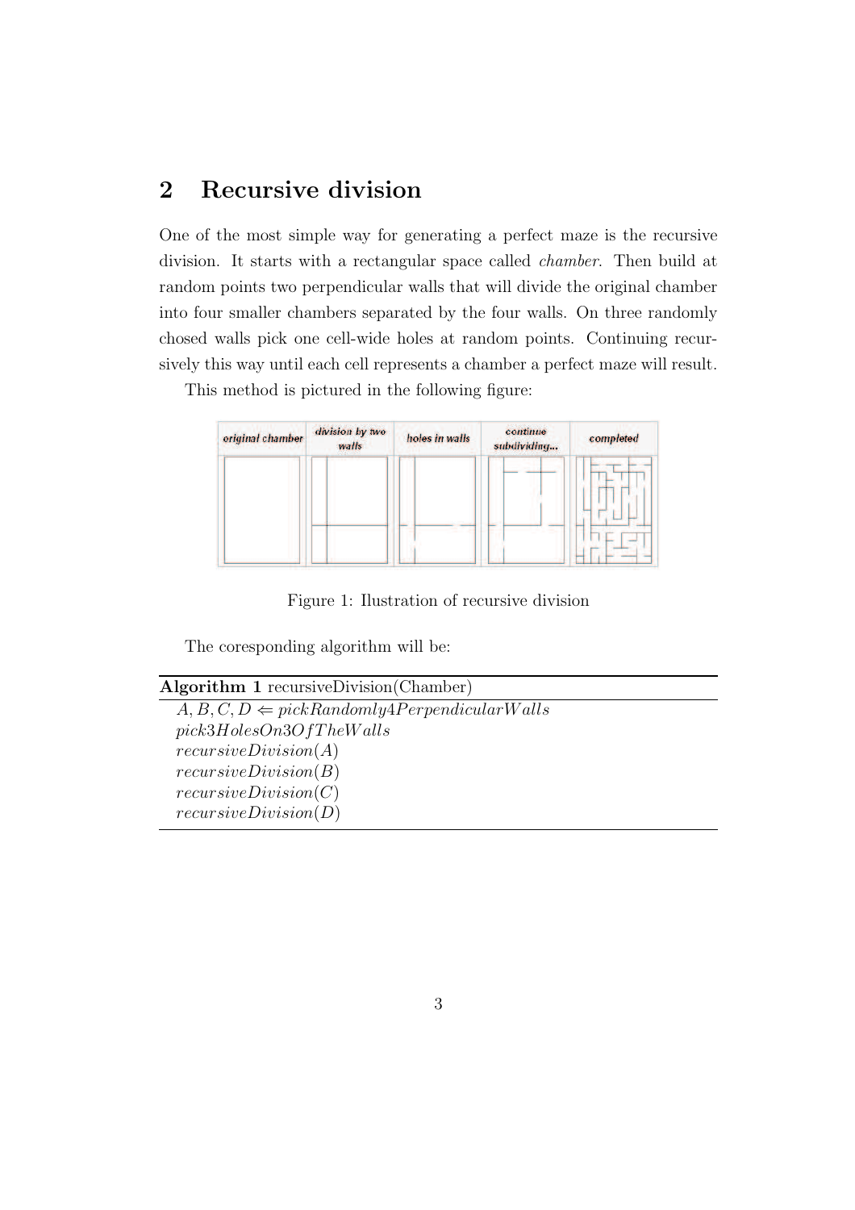## 2 Recursive division

One of the most simple way for generating a perfect maze is the recursive division. It starts with a rectangular space called *chamber*. Then build at random points two perpendicular walls that will divide the original chamber into four smaller chambers separated by the four walls. On three randomly chosed walls pick one cell-wide holes at random points. Continuing recursively this way until each cell represents a chamber a perfect maze will result.

This method is pictured in the following figure:

Figure 1: Ilustration of recursive division

The coresponding algorithm will be:

**Algorithm 1** recursiveDivision(Chamber)

$A, B, C, D \Leftarrow pickRandomly4PerpendicularWalls$
$pick3HolesOn3OfTheWalls$
$recursiveDivision(A)$
$recursiveDivision(B)$
$recursiveDivision(C)$
$recursiveDivision(D)$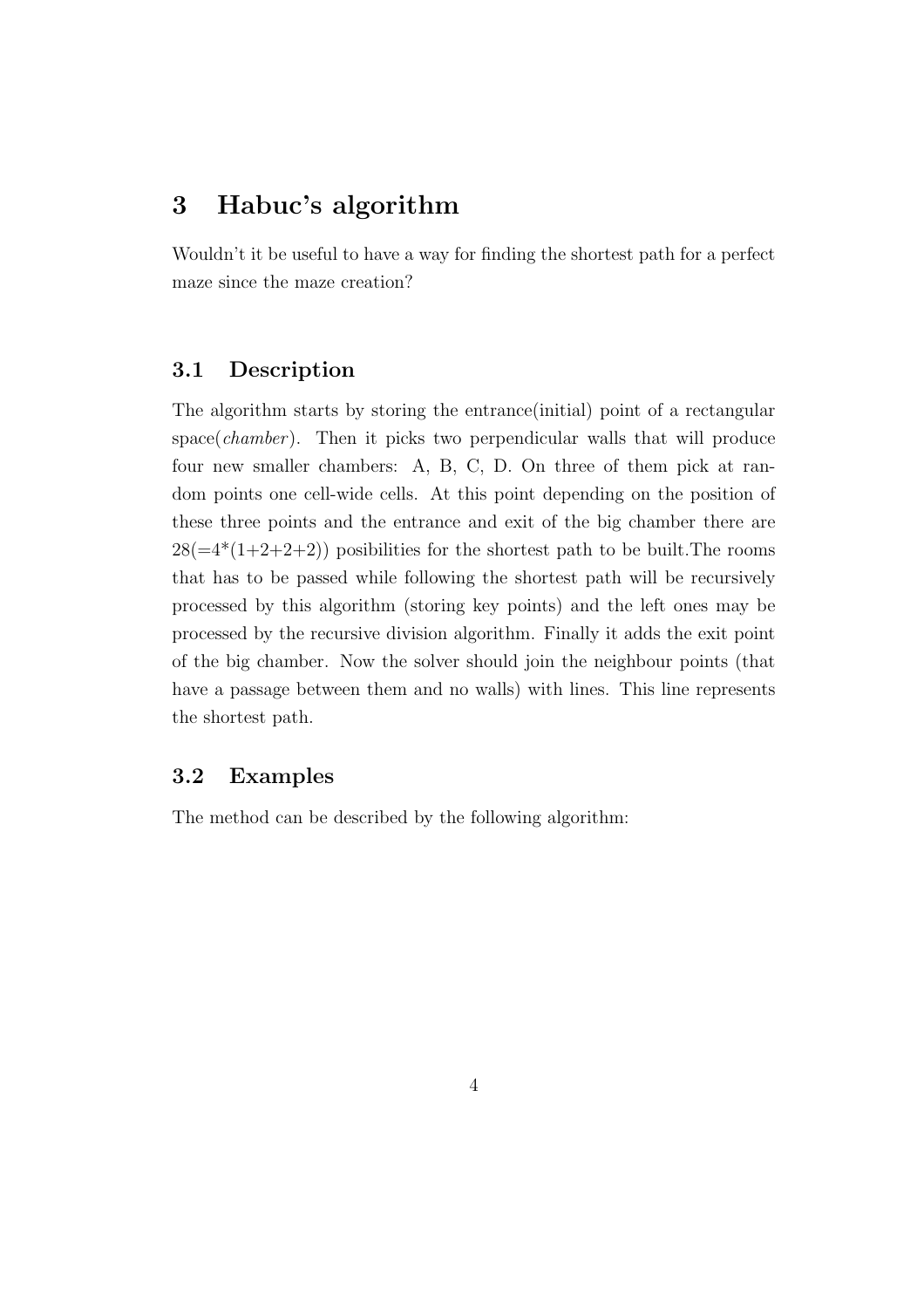# 3 Habuc's algorithm

Wouldn't it be useful to have a way for finding the shortest path for a perfect maze since the maze creation?

## 3.1 Description

The algorithm starts by storing the entrance(initial) point of a rectangular space(*chamber*). Then it picks two perpendicular walls that will produce four new smaller chambers: A, B, C, D. On three of them pick at random points one cell-wide cells. At this point depending on the position of these three points and the entrance and exit of the big chamber there are $28(=4*(1+2+2+2))$ posibilities for the shortest path to be built.The rooms that has to be passed while following the shortest path will be recursively processed by this algorithm (storing key points) and the left ones may be processed by the recursive division algorithm. Finally it adds the exit point of the big chamber. Now the solver should join the neighbour points (that have a passage between them and no walls) with lines. This line represents the shortest path.

## 3.2 Examples

The method can be described by the following algorithm: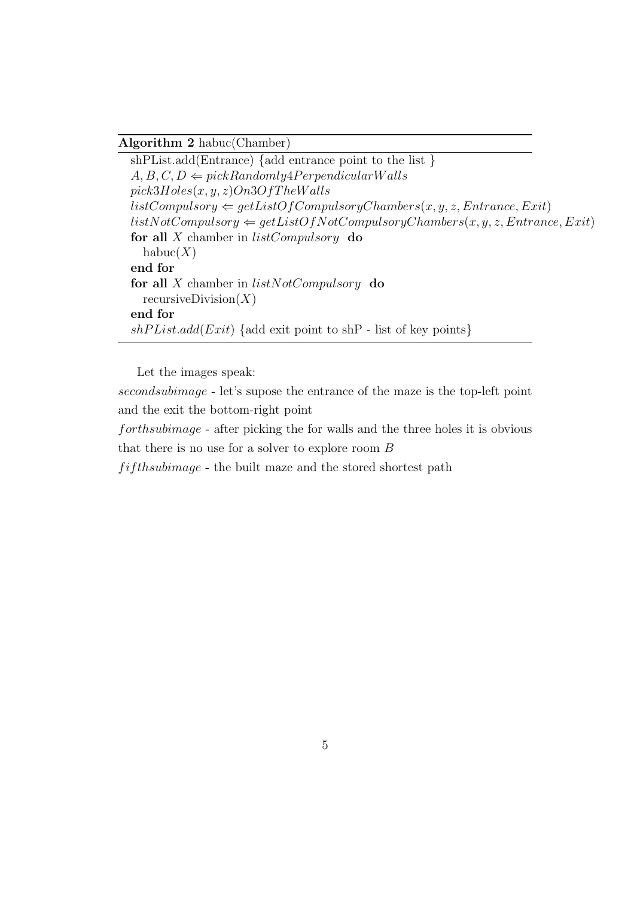**Algorithm 2** habuc(Chamber)

```
shPList.add(Entrance) {add entrance point to the list }
A, B, C, D ⇐ pickRandomly4PerpendicularWalls
pick3Holes(x, y, z)On3OfTheWalls
listCompulsory ⇐ getListOfCompulsoryChambers(x, y, z, Entrance, Exit)
listNotCompulsory ⇐ getListOfNotCompulsoryChambers(x, y, z, Entrance, Exit)
for all X chamber in listCompulsory do
    habuc(X)
end for
for all X chamber in listNotCompulsory do
    recursiveDivision(X)
end for
shPList.add(Exit) {add exit point to shP - list of key points}
```

Let the images speak:

*secondsubimage* - let's supose the entrance of the maze is the top-left point and the exit the bottom-right point

*forthsubimage* - after picking the for walls and the three holes it is obvious that there is no use for a solver to explore room $B$

*fifthsubimage* - the built maze and the stored shortest path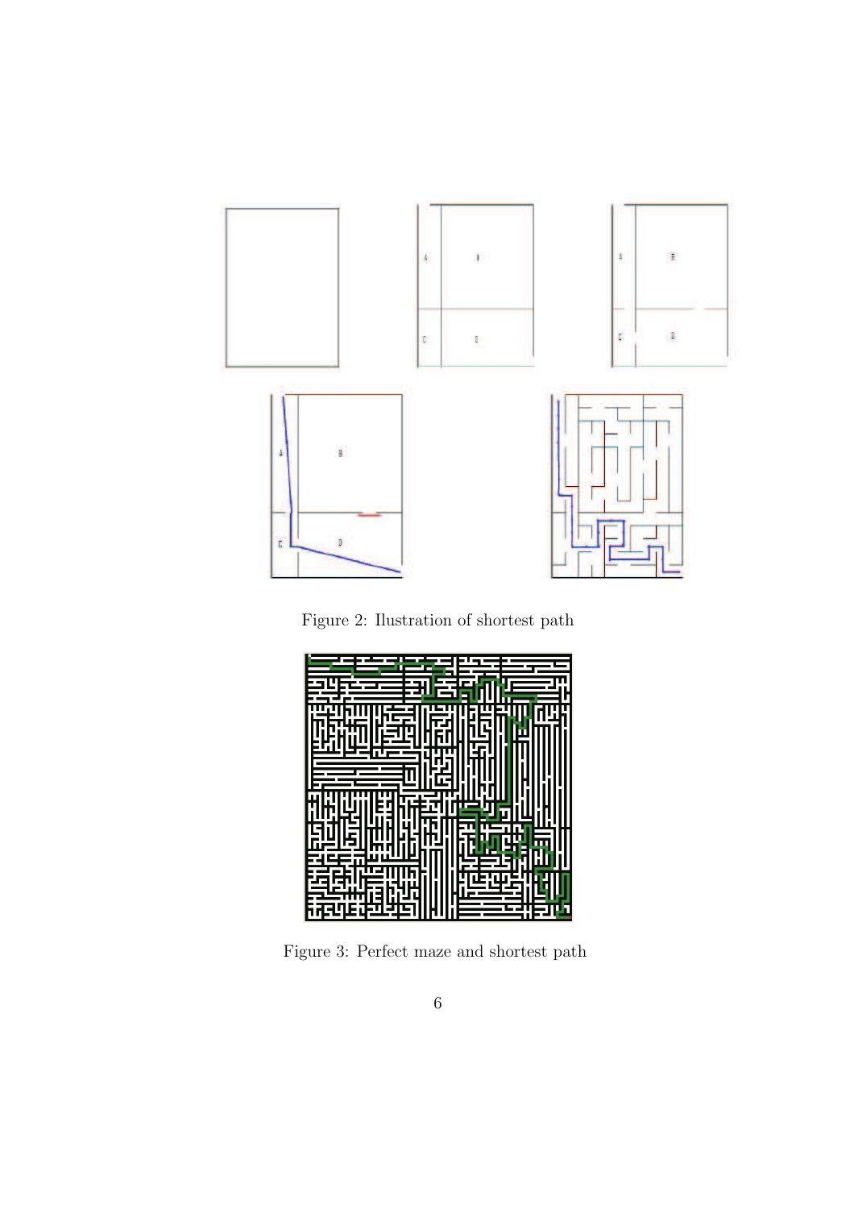Figure 2: Ilustration of shortest path

Figure 3: Perfect maze and shortest path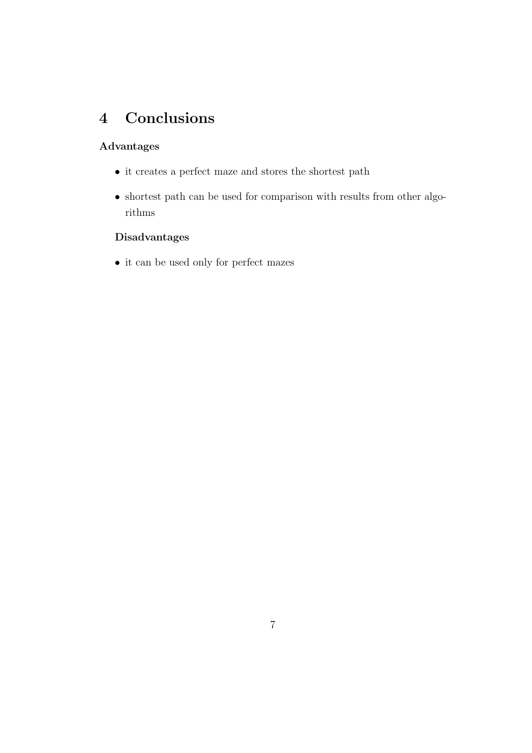# 4 Conclusions

### Advantages

- it creates a perfect maze and stores the shortest path
- shortest path can be used for comparison with results from other algorithms

### Disadvantages

- it can be used only for perfect mazes